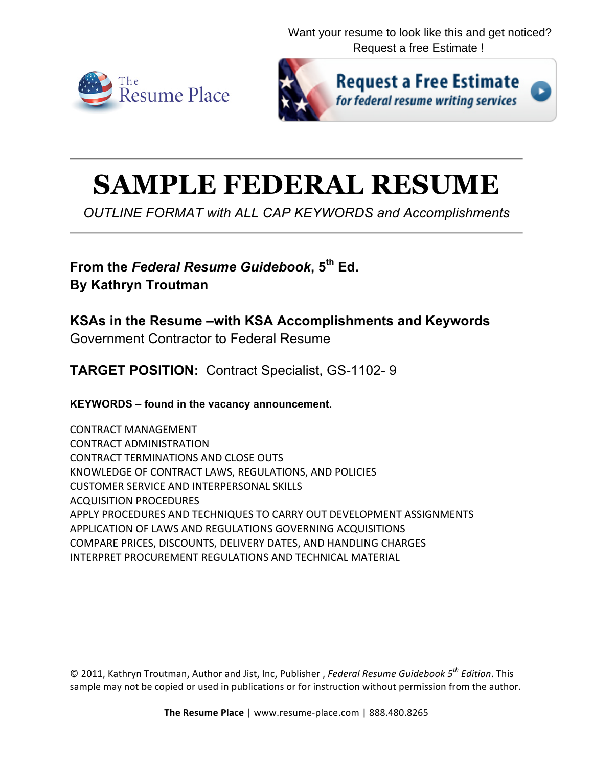Want your resume to look like this and get noticed?
Request a free Estimate !

The Resume Place

Request a Free Estimate for federal resume writing services

# SAMPLE FEDERAL RESUME

*OUTLINE FORMAT with ALL CAP KEYWORDS and Accomplishments*

**From the *Federal Resume Guidebook*, 5th Ed.**
**By Kathryn Troutman**

**KSAs in the Resume –with KSA Accomplishments and Keywords**
Government Contractor to Federal Resume

**TARGET POSITION:** Contract Specialist, GS-1102- 9

**KEYWORDS – found in the vacancy announcement.**

CONTRACT MANAGEMENT
CONTRACT ADMINISTRATION
CONTRACT TERMINATIONS AND CLOSE OUTS
KNOWLEDGE OF CONTRACT LAWS, REGULATIONS, AND POLICIES
CUSTOMER SERVICE AND INTERPERSONAL SKILLS
ACQUISITION PROCEDURES
APPLY PROCEDURES AND TECHNIQUES TO CARRY OUT DEVELOPMENT ASSIGNMENTS
APPLICATION OF LAWS AND REGULATIONS GOVERNING ACQUISITIONS
COMPARE PRICES, DISCOUNTS, DELIVERY DATES, AND HANDLING CHARGES
INTERPRET PROCUREMENT REGULATIONS AND TECHNICAL MATERIAL

© 2011, Kathryn Troutman, Author and Jist, Inc, Publisher , *Federal Resume Guidebook 5th Edition*. This sample may not be copied or used in publications or for instruction without permission from the author.

**The Resume Place** | www.resume-place.com | 888.480.8265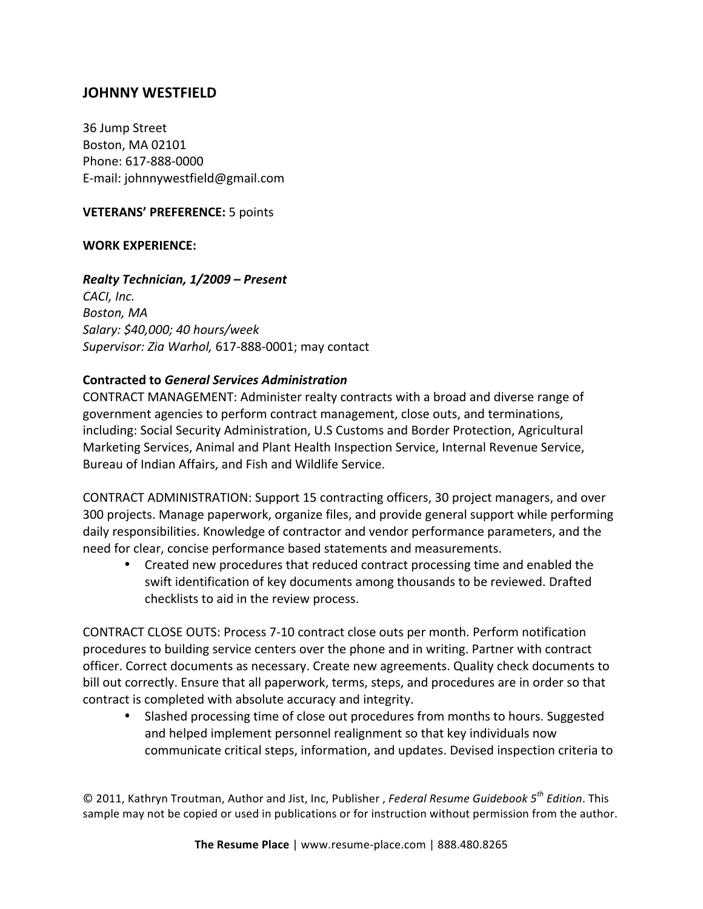## JOHNNY WESTFIELD

36 Jump Street
Boston, MA 02101
Phone: 617-888-0000
E-mail: johnnywestfield@gmail.com

**VETERANS' PREFERENCE:** 5 points

**WORK EXPERIENCE:**

***Realty Technician, 1/2009 – Present***
*CACI, Inc.*
*Boston, MA*
*Salary: $40,000; 40 hours/week*
*Supervisor: Zia Warhol,* 617-888-0001; may contact

**Contracted to *General Services Administration***
CONTRACT MANAGEMENT: Administer realty contracts with a broad and diverse range of government agencies to perform contract management, close outs, and terminations, including: Social Security Administration, U.S Customs and Border Protection, Agricultural Marketing Services, Animal and Plant Health Inspection Service, Internal Revenue Service, Bureau of Indian Affairs, and Fish and Wildlife Service.

CONTRACT ADMINISTRATION: Support 15 contracting officers, 30 project managers, and over 300 projects. Manage paperwork, organize files, and provide general support while performing daily responsibilities. Knowledge of contractor and vendor performance parameters, and the need for clear, concise performance based statements and measurements.

- Created new procedures that reduced contract processing time and enabled the swift identification of key documents among thousands to be reviewed. Drafted checklists to aid in the review process.

CONTRACT CLOSE OUTS: Process 7-10 contract close outs per month. Perform notification procedures to building service centers over the phone and in writing. Partner with contract officer. Correct documents as necessary. Create new agreements. Quality check documents to bill out correctly. Ensure that all paperwork, terms, steps, and procedures are in order so that contract is completed with absolute accuracy and integrity.

- Slashed processing time of close out procedures from months to hours. Suggested and helped implement personnel realignment so that key individuals now communicate critical steps, information, and updates. Devised inspection criteria to

© 2011, Kathryn Troutman, Author and Jist, Inc, Publisher , *Federal Resume Guidebook 5th Edition*. This sample may not be copied or used in publications or for instruction without permission from the author.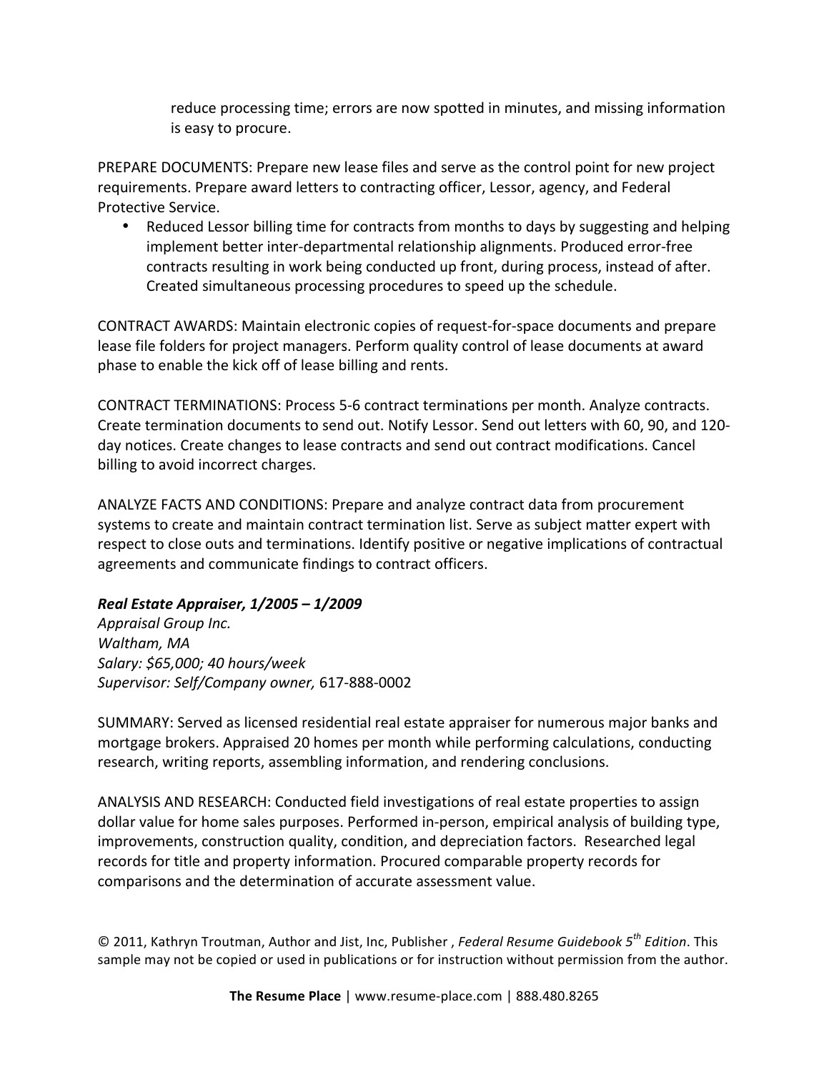reduce processing time; errors are now spotted in minutes, and missing information is easy to procure.

PREPARE DOCUMENTS: Prepare new lease files and serve as the control point for new project requirements. Prepare award letters to contracting officer, Lessor, agency, and Federal Protective Service.

- Reduced Lessor billing time for contracts from months to days by suggesting and helping implement better inter-departmental relationship alignments. Produced error-free contracts resulting in work being conducted up front, during process, instead of after. Created simultaneous processing procedures to speed up the schedule.

CONTRACT AWARDS: Maintain electronic copies of request-for-space documents and prepare lease file folders for project managers. Perform quality control of lease documents at award phase to enable the kick off of lease billing and rents.

CONTRACT TERMINATIONS: Process 5-6 contract terminations per month. Analyze contracts. Create termination documents to send out. Notify Lessor. Send out letters with 60, 90, and 120-day notices. Create changes to lease contracts and send out contract modifications. Cancel billing to avoid incorrect charges.

ANALYZE FACTS AND CONDITIONS: Prepare and analyze contract data from procurement systems to create and maintain contract termination list. Serve as subject matter expert with respect to close outs and terminations. Identify positive or negative implications of contractual agreements and communicate findings to contract officers.

***Real Estate Appraiser, 1/2005 – 1/2009***
*Appraisal Group Inc.*
*Waltham, MA*
*Salary: $65,000; 40 hours/week*
*Supervisor: Self/Company owner,* 617-888-0002

SUMMARY: Served as licensed residential real estate appraiser for numerous major banks and mortgage brokers. Appraised 20 homes per month while performing calculations, conducting research, writing reports, assembling information, and rendering conclusions.

ANALYSIS AND RESEARCH: Conducted field investigations of real estate properties to assign dollar value for home sales purposes. Performed in-person, empirical analysis of building type, improvements, construction quality, condition, and depreciation factors. Researched legal records for title and property information. Procured comparable property records for comparisons and the determination of accurate assessment value.

© 2011, Kathryn Troutman, Author and Jist, Inc, Publisher , *Federal Resume Guidebook 5th Edition*. This sample may not be copied or used in publications or for instruction without permission from the author.

**The Resume Place** | www.resume-place.com | 888.480.8265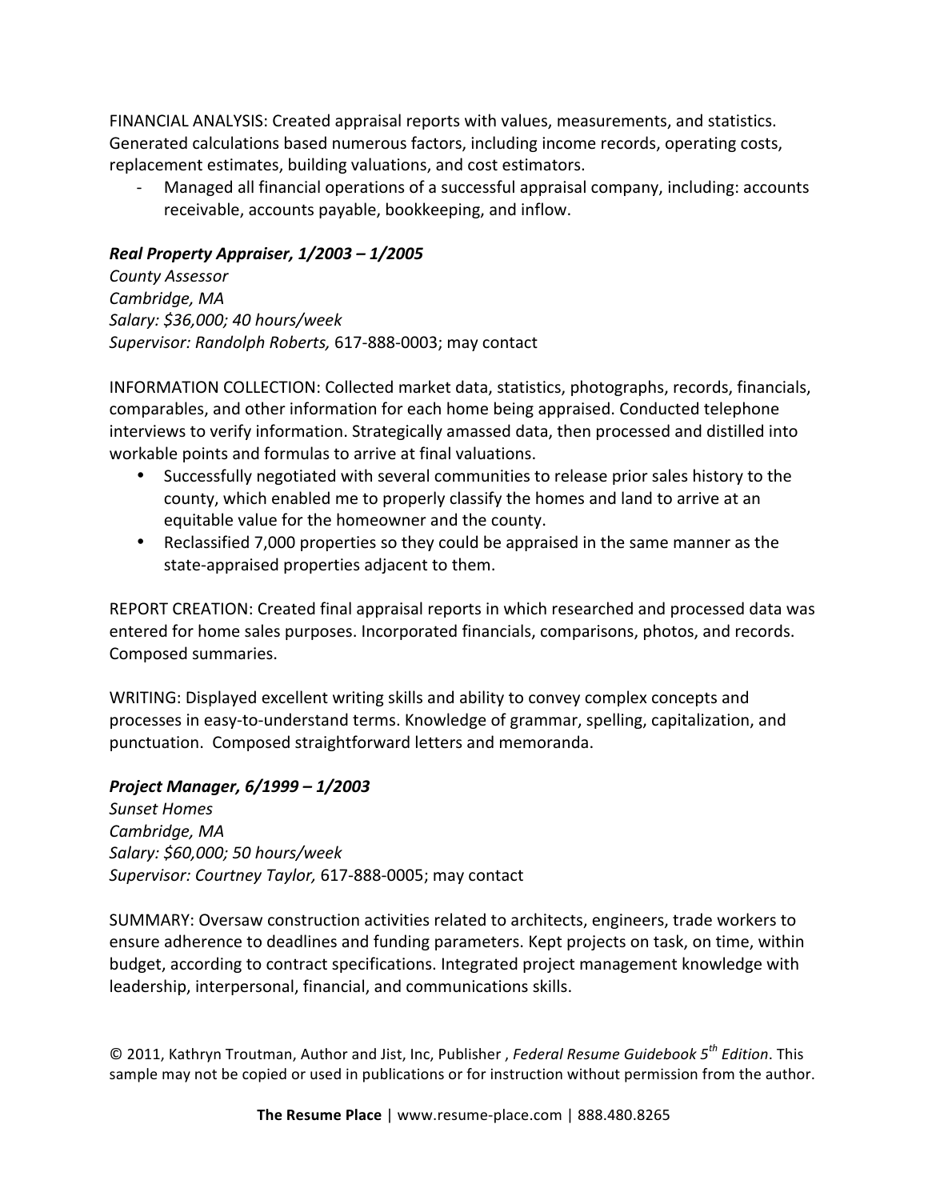FINANCIAL ANALYSIS: Created appraisal reports with values, measurements, and statistics. Generated calculations based numerous factors, including income records, operating costs, replacement estimates, building valuations, and cost estimators.

- Managed all financial operations of a successful appraisal company, including: accounts receivable, accounts payable, bookkeeping, and inflow.

***Real Property Appraiser, 1/2003 – 1/2005***
*County Assessor*
*Cambridge, MA*
*Salary: $36,000; 40 hours/week*
*Supervisor: Randolph Roberts,* 617-888-0003; may contact

INFORMATION COLLECTION: Collected market data, statistics, photographs, records, financials, comparables, and other information for each home being appraised. Conducted telephone interviews to verify information. Strategically amassed data, then processed and distilled into workable points and formulas to arrive at final valuations.

- Successfully negotiated with several communities to release prior sales history to the county, which enabled me to properly classify the homes and land to arrive at an equitable value for the homeowner and the county.
- Reclassified 7,000 properties so they could be appraised in the same manner as the state-appraised properties adjacent to them.

REPORT CREATION: Created final appraisal reports in which researched and processed data was entered for home sales purposes. Incorporated financials, comparisons, photos, and records. Composed summaries.

WRITING: Displayed excellent writing skills and ability to convey complex concepts and processes in easy-to-understand terms. Knowledge of grammar, spelling, capitalization, and punctuation. Composed straightforward letters and memoranda.

***Project Manager, 6/1999 – 1/2003***
*Sunset Homes*
*Cambridge, MA*
*Salary: $60,000; 50 hours/week*
*Supervisor: Courtney Taylor,* 617-888-0005; may contact

SUMMARY: Oversaw construction activities related to architects, engineers, trade workers to ensure adherence to deadlines and funding parameters. Kept projects on task, on time, within budget, according to contract specifications. Integrated project management knowledge with leadership, interpersonal, financial, and communications skills.

© 2011, Kathryn Troutman, Author and Jist, Inc, Publisher , *Federal Resume Guidebook 5th Edition*. This sample may not be copied or used in publications or for instruction without permission from the author.

**The Resume Place** | www.resume-place.com | 888.480.8265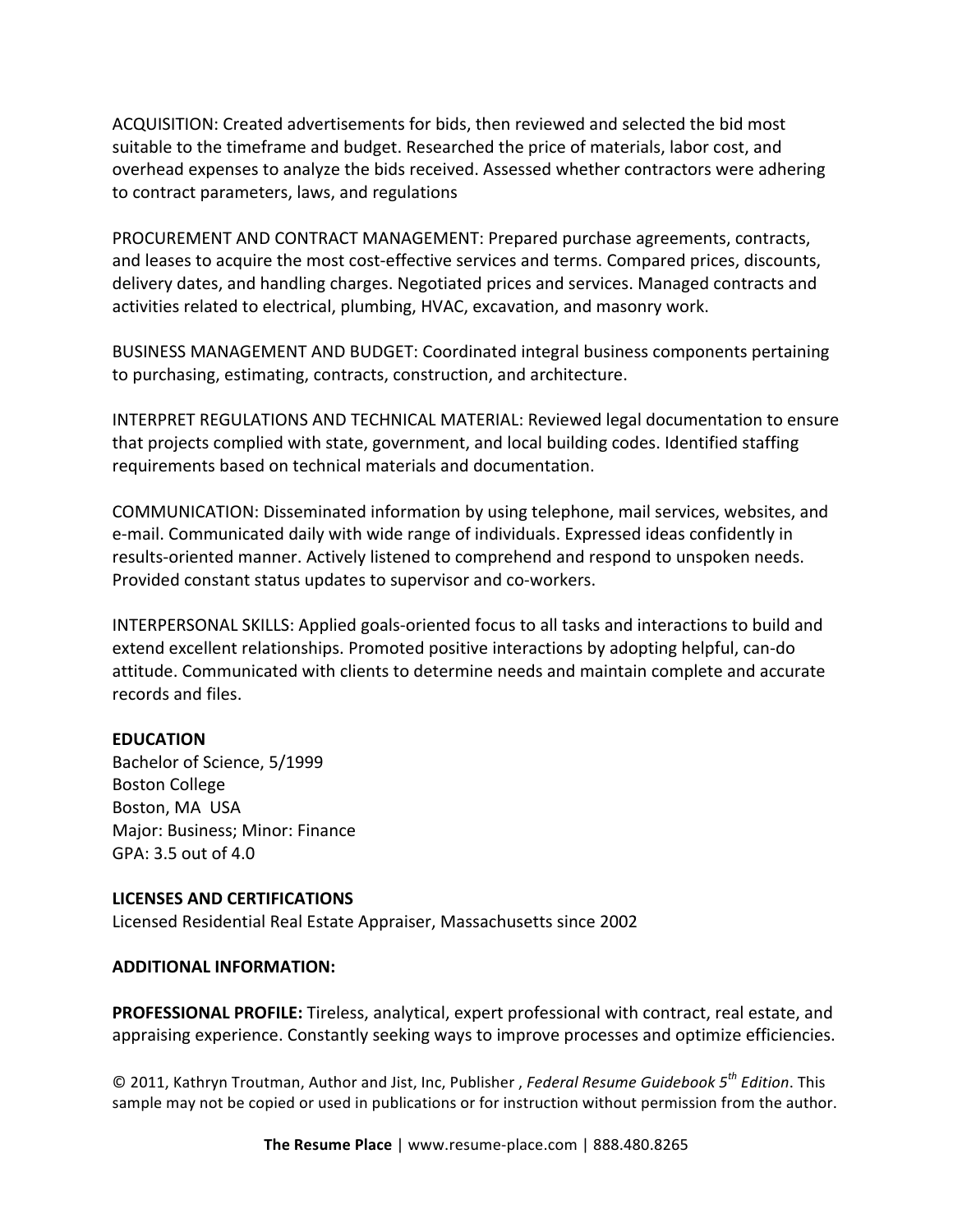ACQUISITION: Created advertisements for bids, then reviewed and selected the bid most suitable to the timeframe and budget. Researched the price of materials, labor cost, and overhead expenses to analyze the bids received. Assessed whether contractors were adhering to contract parameters, laws, and regulations

PROCUREMENT AND CONTRACT MANAGEMENT: Prepared purchase agreements, contracts, and leases to acquire the most cost-effective services and terms. Compared prices, discounts, delivery dates, and handling charges. Negotiated prices and services. Managed contracts and activities related to electrical, plumbing, HVAC, excavation, and masonry work.

BUSINESS MANAGEMENT AND BUDGET: Coordinated integral business components pertaining to purchasing, estimating, contracts, construction, and architecture.

INTERPRET REGULATIONS AND TECHNICAL MATERIAL: Reviewed legal documentation to ensure that projects complied with state, government, and local building codes. Identified staffing requirements based on technical materials and documentation.

COMMUNICATION: Disseminated information by using telephone, mail services, websites, and e-mail. Communicated daily with wide range of individuals. Expressed ideas confidently in results-oriented manner. Actively listened to comprehend and respond to unspoken needs. Provided constant status updates to supervisor and co-workers.

INTERPERSONAL SKILLS: Applied goals-oriented focus to all tasks and interactions to build and extend excellent relationships. Promoted positive interactions by adopting helpful, can-do attitude. Communicated with clients to determine needs and maintain complete and accurate records and files.

**EDUCATION**
Bachelor of Science, 5/1999
Boston College
Boston, MA USA
Major: Business; Minor: Finance
GPA: 3.5 out of 4.0

**LICENSES AND CERTIFICATIONS**
Licensed Residential Real Estate Appraiser, Massachusetts since 2002

**ADDITIONAL INFORMATION:**

**PROFESSIONAL PROFILE:** Tireless, analytical, expert professional with contract, real estate, and appraising experience. Constantly seeking ways to improve processes and optimize efficiencies.

© 2011, Kathryn Troutman, Author and Jist, Inc, Publisher , *Federal Resume Guidebook 5th Edition*. This sample may not be copied or used in publications or for instruction without permission from the author.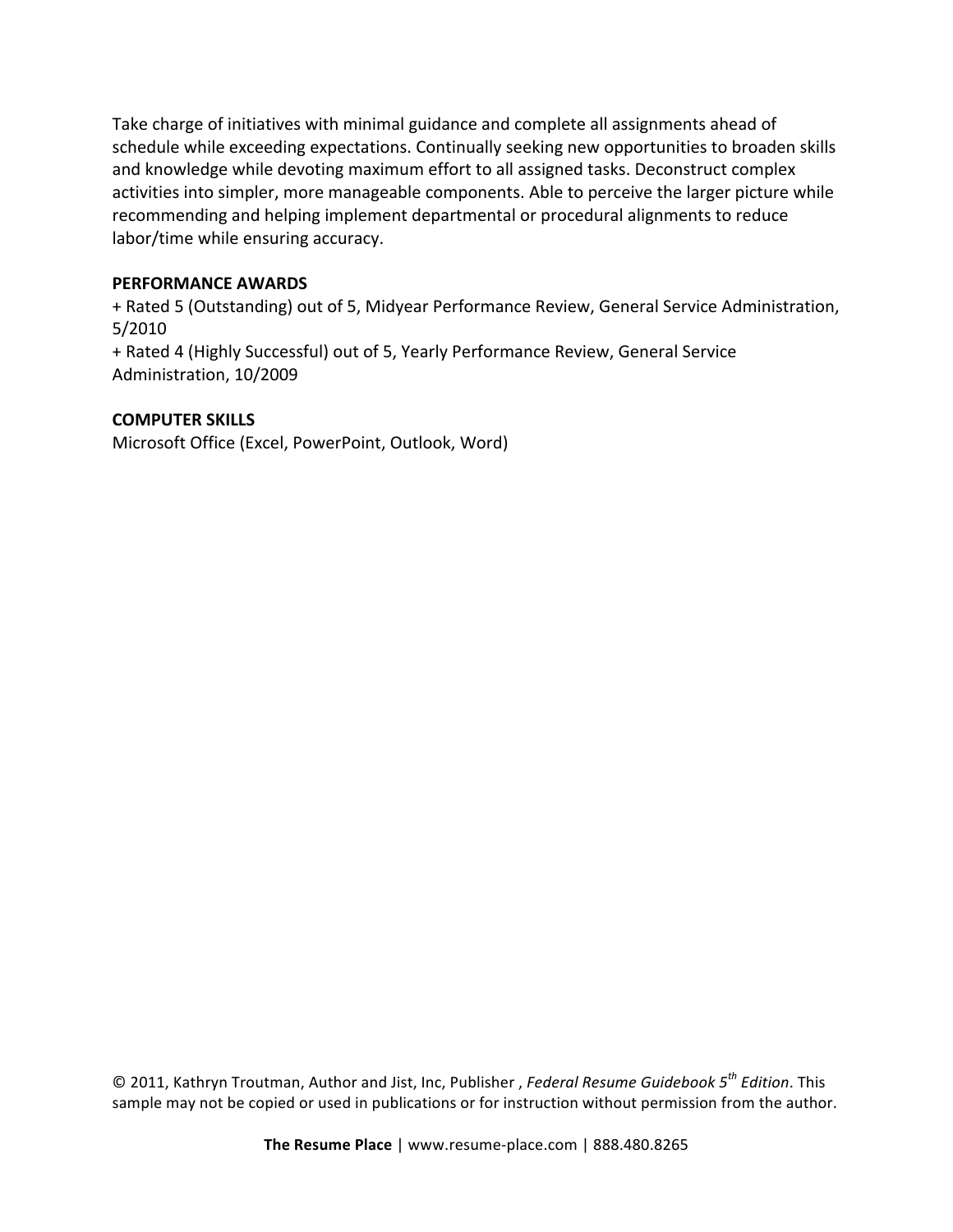Take charge of initiatives with minimal guidance and complete all assignments ahead of schedule while exceeding expectations. Continually seeking new opportunities to broaden skills and knowledge while devoting maximum effort to all assigned tasks. Deconstruct complex activities into simpler, more manageable components. Able to perceive the larger picture while recommending and helping implement departmental or procedural alignments to reduce labor/time while ensuring accuracy.

**PERFORMANCE AWARDS**

+ Rated 5 (Outstanding) out of 5, Midyear Performance Review, General Service Administration, 5/2010
+ Rated 4 (Highly Successful) out of 5, Yearly Performance Review, General Service Administration, 10/2009

**COMPUTER SKILLS**

Microsoft Office (Excel, PowerPoint, Outlook, Word)